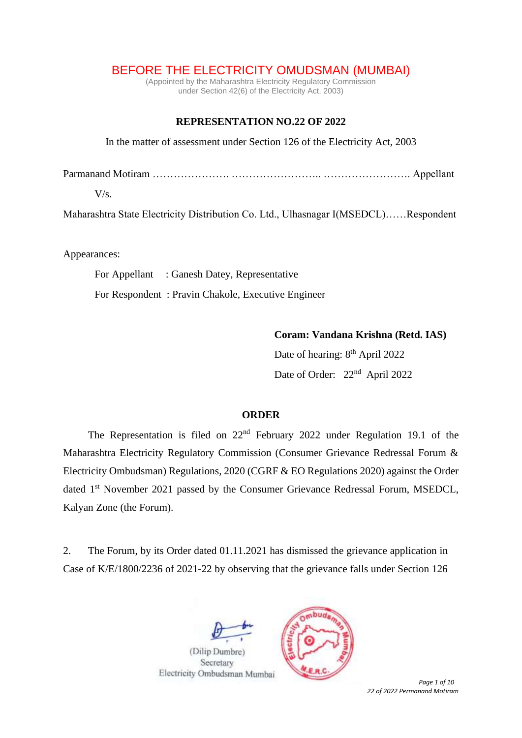# BEFORE THE ELECTRICITY OMUDSMAN (MUMBAI)

(Appointed by the Maharashtra Electricity Regulatory Commission
under Section 42(6) of the Electricity Act, 2003)

## REPRESENTATION NO.22 OF 2022

In the matter of assessment under Section 126 of the Electricity Act, 2003

Parmanand Motiram …………………. …………………….. ……………………. Appellant

V/s.

Maharashtra State Electricity Distribution Co. Ltd., Ulhasnagar I(MSEDCL)……Respondent

Appearances:

For Appellant : Ganesh Datey, Representative

For Respondent : Pravin Chakole, Executive Engineer

**Coram: Vandana Krishna (Retd. IAS)**

Date of hearing: 8th April 2022

Date of Order: 22nd April 2022

## ORDER

The Representation is filed on 22nd February 2022 under Regulation 19.1 of the Maharashtra Electricity Regulatory Commission (Consumer Grievance Redressal Forum & Electricity Ombudsman) Regulations, 2020 (CGRF & EO Regulations 2020) against the Order dated 1st November 2021 passed by the Consumer Grievance Redressal Forum, MSEDCL, Kalyan Zone (the Forum).

2. The Forum, by its Order dated 01.11.2021 has dismissed the grievance application in Case of K/E/1800/2236 of 2021-22 by observing that the grievance falls under Section 126

(Dilip Dumbre)
Secretary
Electricity Ombudsman Mumbai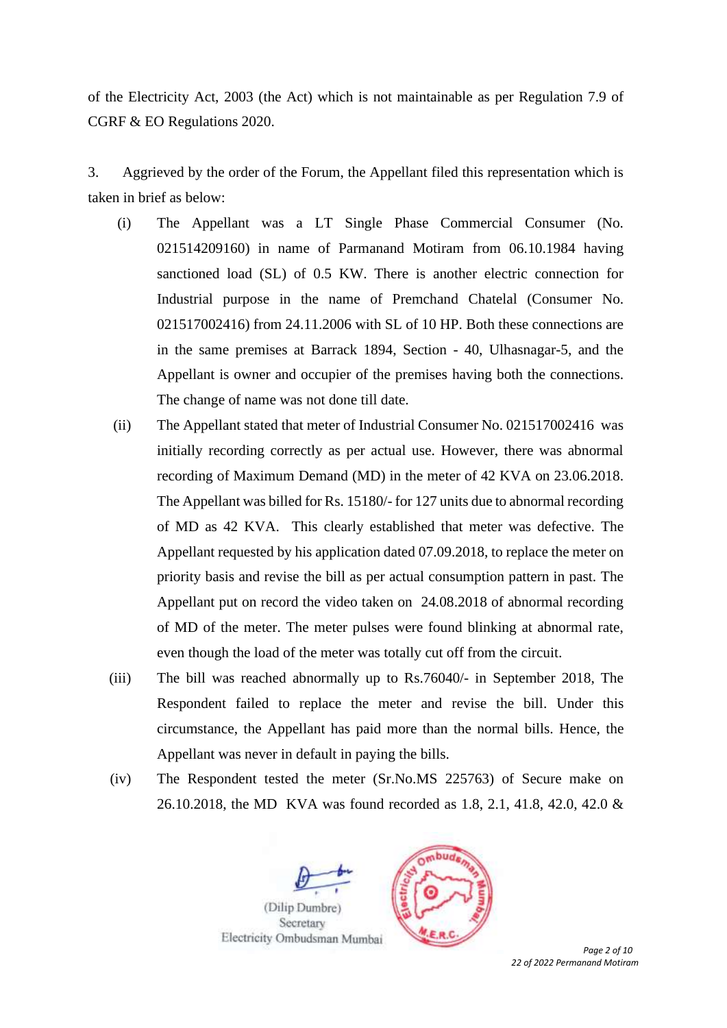of the Electricity Act, 2003 (the Act) which is not maintainable as per Regulation 7.9 of CGRF & EO Regulations 2020.

3. Aggrieved by the order of the Forum, the Appellant filed this representation which is taken in brief as below:

(i) The Appellant was a LT Single Phase Commercial Consumer (No. 021514209160) in name of Parmanand Motiram from 06.10.1984 having sanctioned load (SL) of 0.5 KW. There is another electric connection for Industrial purpose in the name of Premchand Chatelal (Consumer No. 021517002416) from 24.11.2006 with SL of 10 HP. Both these connections are in the same premises at Barrack 1894, Section - 40, Ulhasnagar-5, and the Appellant is owner and occupier of the premises having both the connections. The change of name was not done till date.

(ii) The Appellant stated that meter of Industrial Consumer No. 021517002416 was initially recording correctly as per actual use. However, there was abnormal recording of Maximum Demand (MD) in the meter of 42 KVA on 23.06.2018. The Appellant was billed for Rs. 15180/- for 127 units due to abnormal recording of MD as 42 KVA. This clearly established that meter was defective. The Appellant requested by his application dated 07.09.2018, to replace the meter on priority basis and revise the bill as per actual consumption pattern in past. The Appellant put on record the video taken on 24.08.2018 of abnormal recording of MD of the meter. The meter pulses were found blinking at abnormal rate, even though the load of the meter was totally cut off from the circuit.

(iii) The bill was reached abnormally up to Rs.76040/- in September 2018, The Respondent failed to replace the meter and revise the bill. Under this circumstance, the Appellant has paid more than the normal bills. Hence, the Appellant was never in default in paying the bills.

(iv) The Respondent tested the meter (Sr.No.MS 225763) of Secure make on 26.10.2018, the MD KVA was found recorded as 1.8, 2.1, 41.8, 42.0, 42.0 &

(Dilip Dumbre)
Secretary
Electricity Ombudsman Mumbai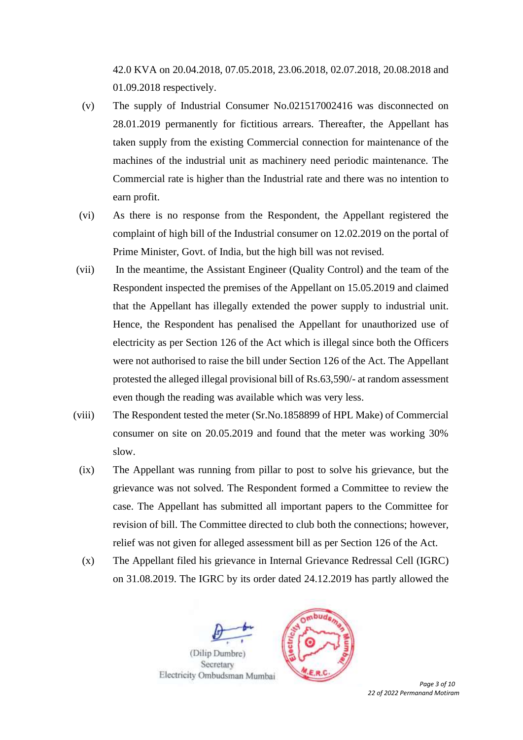42.0 KVA on 20.04.2018, 07.05.2018, 23.06.2018, 02.07.2018, 20.08.2018 and 01.09.2018 respectively.

(v) The supply of Industrial Consumer No.021517002416 was disconnected on 28.01.2019 permanently for fictitious arrears. Thereafter, the Appellant has taken supply from the existing Commercial connection for maintenance of the machines of the industrial unit as machinery need periodic maintenance. The Commercial rate is higher than the Industrial rate and there was no intention to earn profit.

(vi) As there is no response from the Respondent, the Appellant registered the complaint of high bill of the Industrial consumer on 12.02.2019 on the portal of Prime Minister, Govt. of India, but the high bill was not revised.

(vii) In the meantime, the Assistant Engineer (Quality Control) and the team of the Respondent inspected the premises of the Appellant on 15.05.2019 and claimed that the Appellant has illegally extended the power supply to industrial unit. Hence, the Respondent has penalised the Appellant for unauthorized use of electricity as per Section 126 of the Act which is illegal since both the Officers were not authorised to raise the bill under Section 126 of the Act. The Appellant protested the alleged illegal provisional bill of Rs.63,590/- at random assessment even though the reading was available which was very less.

(viii) The Respondent tested the meter (Sr.No.1858899 of HPL Make) of Commercial consumer on site on 20.05.2019 and found that the meter was working 30% slow.

(ix) The Appellant was running from pillar to post to solve his grievance, but the grievance was not solved. The Respondent formed a Committee to review the case. The Appellant has submitted all important papers to the Committee for revision of bill. The Committee directed to club both the connections; however, relief was not given for alleged assessment bill as per Section 126 of the Act.

(x) The Appellant filed his grievance in Internal Grievance Redressal Cell (IGRC) on 31.08.2019. The IGRC by its order dated 24.12.2019 has partly allowed the

(Dilip Dumbre)
Secretary
Electricity Ombudsman Mumbai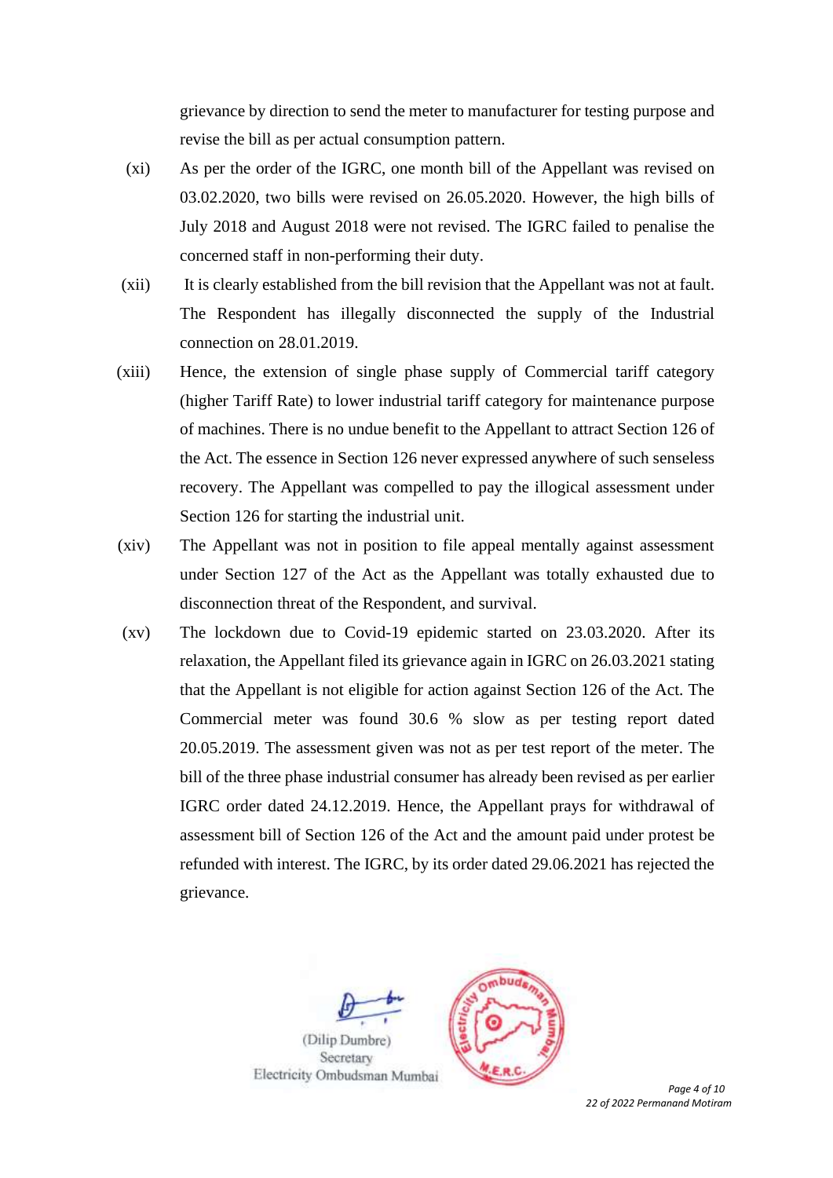grievance by direction to send the meter to manufacturer for testing purpose and revise the bill as per actual consumption pattern.

(xi) As per the order of the IGRC, one month bill of the Appellant was revised on 03.02.2020, two bills were revised on 26.05.2020. However, the high bills of July 2018 and August 2018 were not revised. The IGRC failed to penalise the concerned staff in non-performing their duty.

(xii) It is clearly established from the bill revision that the Appellant was not at fault. The Respondent has illegally disconnected the supply of the Industrial connection on 28.01.2019.

(xiii) Hence, the extension of single phase supply of Commercial tariff category (higher Tariff Rate) to lower industrial tariff category for maintenance purpose of machines. There is no undue benefit to the Appellant to attract Section 126 of the Act. The essence in Section 126 never expressed anywhere of such senseless recovery. The Appellant was compelled to pay the illogical assessment under Section 126 for starting the industrial unit.

(xiv) The Appellant was not in position to file appeal mentally against assessment under Section 127 of the Act as the Appellant was totally exhausted due to disconnection threat of the Respondent, and survival.

(xv) The lockdown due to Covid-19 epidemic started on 23.03.2020. After its relaxation, the Appellant filed its grievance again in IGRC on 26.03.2021 stating that the Appellant is not eligible for action against Section 126 of the Act. The Commercial meter was found 30.6 % slow as per testing report dated 20.05.2019. The assessment given was not as per test report of the meter. The bill of the three phase industrial consumer has already been revised as per earlier IGRC order dated 24.12.2019. Hence, the Appellant prays for withdrawal of assessment bill of Section 126 of the Act and the amount paid under protest be refunded with interest. The IGRC, by its order dated 29.06.2021 has rejected the grievance.

(Dilip Dumbre)
Secretary
Electricity Ombudsman Mumbai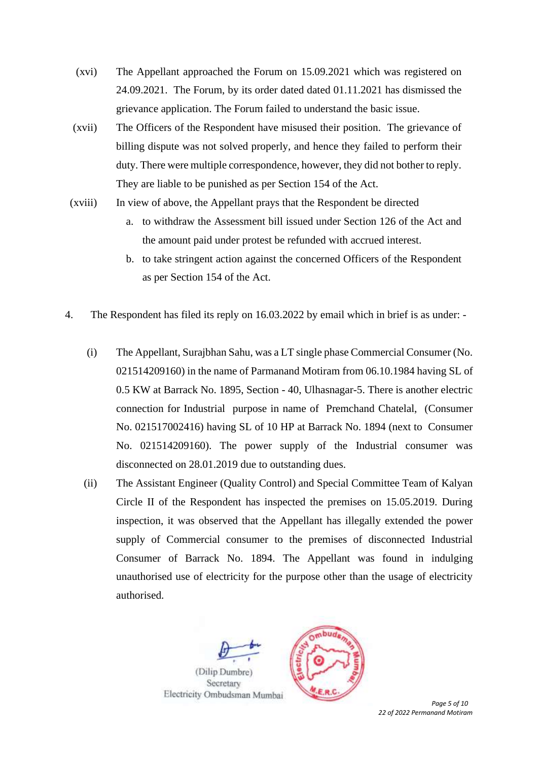(xvi) The Appellant approached the Forum on 15.09.2021 which was registered on 24.09.2021. The Forum, by its order dated dated 01.11.2021 has dismissed the grievance application. The Forum failed to understand the basic issue.

(xvii) The Officers of the Respondent have misused their position. The grievance of billing dispute was not solved properly, and hence they failed to perform their duty. There were multiple correspondence, however, they did not bother to reply. They are liable to be punished as per Section 154 of the Act.

(xviii) In view of above, the Appellant prays that the Respondent be directed

a. to withdraw the Assessment bill issued under Section 126 of the Act and the amount paid under protest be refunded with accrued interest.

b. to take stringent action against the concerned Officers of the Respondent as per Section 154 of the Act.

4. The Respondent has filed its reply on 16.03.2022 by email which in brief is as under: -

(i) The Appellant, Surajbhan Sahu, was a LT single phase Commercial Consumer (No. 021514209160) in the name of Parmanand Motiram from 06.10.1984 having SL of 0.5 KW at Barrack No. 1895, Section - 40, Ulhasnagar-5. There is another electric connection for Industrial purpose in name of Premchand Chatelal, (Consumer No. 021517002416) having SL of 10 HP at Barrack No. 1894 (next to Consumer No. 021514209160). The power supply of the Industrial consumer was disconnected on 28.01.2019 due to outstanding dues.

(ii) The Assistant Engineer (Quality Control) and Special Committee Team of Kalyan Circle II of the Respondent has inspected the premises on 15.05.2019. During inspection, it was observed that the Appellant has illegally extended the power supply of Commercial consumer to the premises of disconnected Industrial Consumer of Barrack No. 1894. The Appellant was found in indulging unauthorised use of electricity for the purpose other than the usage of electricity authorised.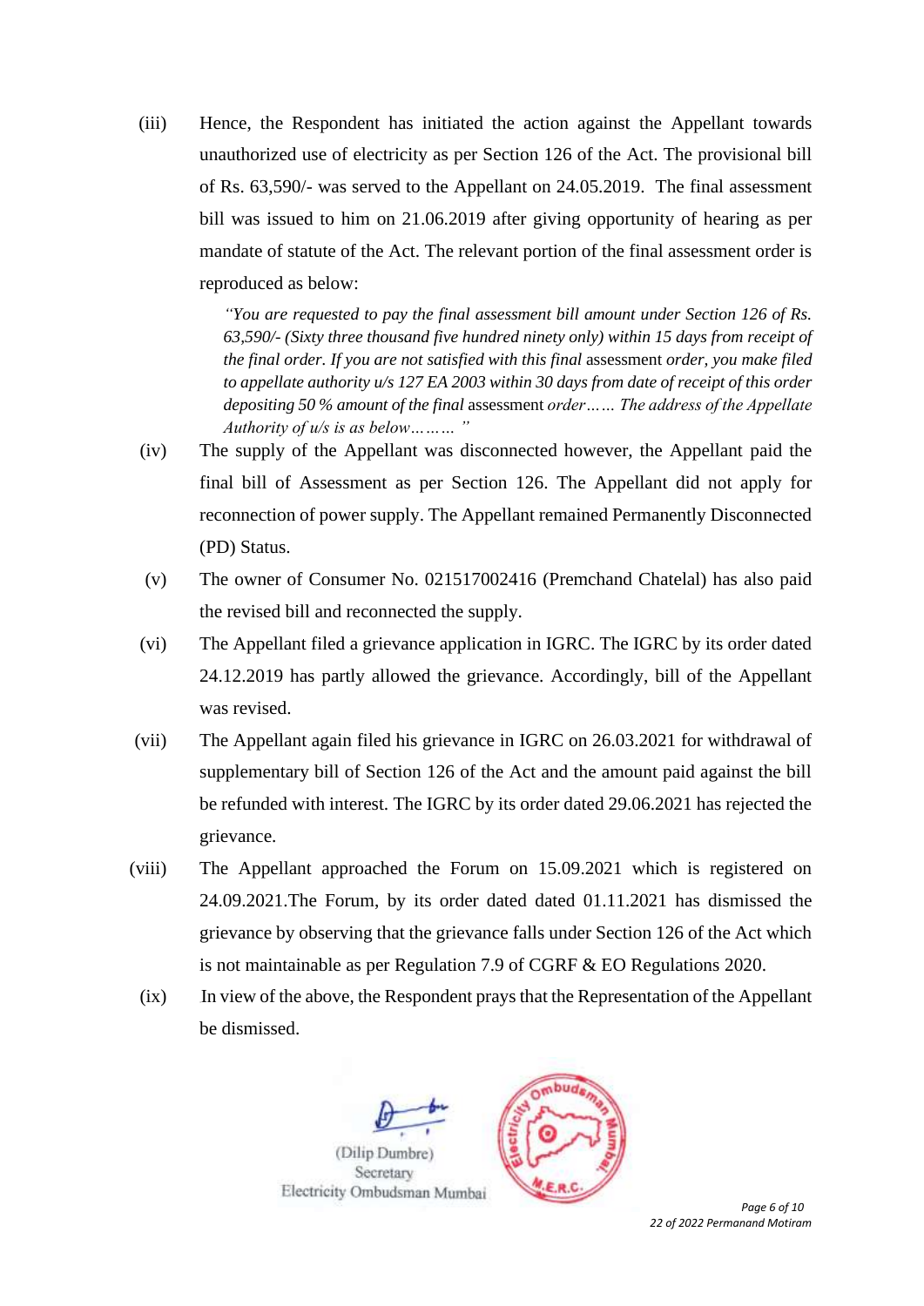(iii) Hence, the Respondent has initiated the action against the Appellant towards unauthorized use of electricity as per Section 126 of the Act. The provisional bill of Rs. 63,590/- was served to the Appellant on 24.05.2019. The final assessment bill was issued to him on 21.06.2019 after giving opportunity of hearing as per mandate of statute of the Act. The relevant portion of the final assessment order is reproduced as below:

> *"You are requested to pay the final assessment bill amount under Section 126 of Rs. 63,590/- (Sixty three thousand five hundred ninety only) within 15 days from receipt of the final order. If you are not satisfied with this final* assessment *order, you make filed to appellate authority u/s 127 EA 2003 within 30 days from date of receipt of this order depositing 50 % amount of the final* assessment *order…… The address of the Appellate Authority of u/s is as below……… "*

(iv) The supply of the Appellant was disconnected however, the Appellant paid the final bill of Assessment as per Section 126. The Appellant did not apply for reconnection of power supply. The Appellant remained Permanently Disconnected (PD) Status.

(v) The owner of Consumer No. 021517002416 (Premchand Chatelal) has also paid the revised bill and reconnected the supply.

(vi) The Appellant filed a grievance application in IGRC. The IGRC by its order dated 24.12.2019 has partly allowed the grievance. Accordingly, bill of the Appellant was revised.

(vii) The Appellant again filed his grievance in IGRC on 26.03.2021 for withdrawal of supplementary bill of Section 126 of the Act and the amount paid against the bill be refunded with interest. The IGRC by its order dated 29.06.2021 has rejected the grievance.

(viii) The Appellant approached the Forum on 15.09.2021 which is registered on 24.09.2021.The Forum, by its order dated dated 01.11.2021 has dismissed the grievance by observing that the grievance falls under Section 126 of the Act which is not maintainable as per Regulation 7.9 of CGRF & EO Regulations 2020.

(ix) In view of the above, the Respondent prays that the Representation of the Appellant be dismissed.

(Dilip Dumbre)
Secretary
Electricity Ombudsman Mumbai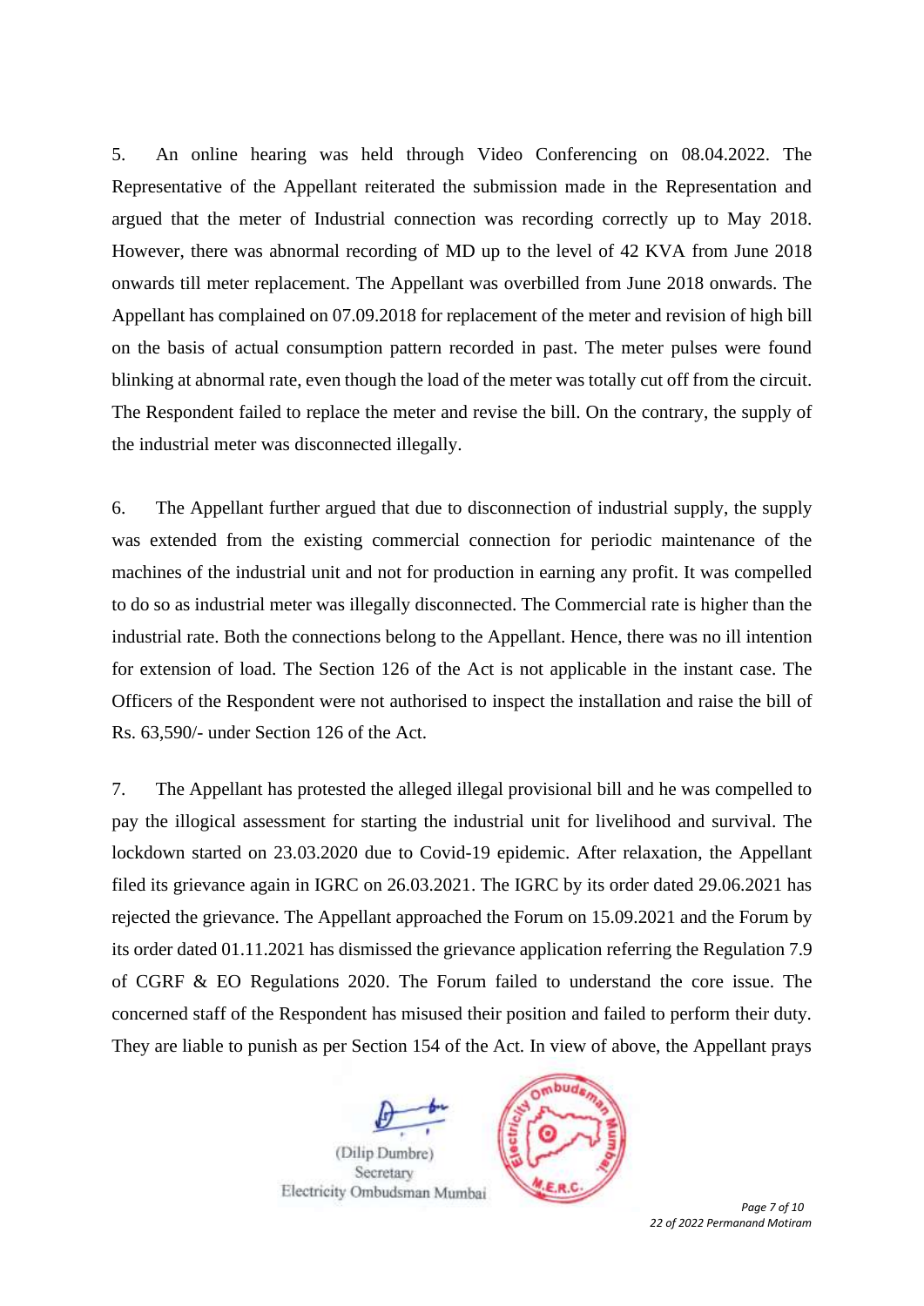5. An online hearing was held through Video Conferencing on 08.04.2022. The Representative of the Appellant reiterated the submission made in the Representation and argued that the meter of Industrial connection was recording correctly up to May 2018. However, there was abnormal recording of MD up to the level of 42 KVA from June 2018 onwards till meter replacement. The Appellant was overbilled from June 2018 onwards. The Appellant has complained on 07.09.2018 for replacement of the meter and revision of high bill on the basis of actual consumption pattern recorded in past. The meter pulses were found blinking at abnormal rate, even though the load of the meter was totally cut off from the circuit. The Respondent failed to replace the meter and revise the bill. On the contrary, the supply of the industrial meter was disconnected illegally.

6. The Appellant further argued that due to disconnection of industrial supply, the supply was extended from the existing commercial connection for periodic maintenance of the machines of the industrial unit and not for production in earning any profit. It was compelled to do so as industrial meter was illegally disconnected. The Commercial rate is higher than the industrial rate. Both the connections belong to the Appellant. Hence, there was no ill intention for extension of load. The Section 126 of the Act is not applicable in the instant case. The Officers of the Respondent were not authorised to inspect the installation and raise the bill of Rs. 63,590/- under Section 126 of the Act.

7. The Appellant has protested the alleged illegal provisional bill and he was compelled to pay the illogical assessment for starting the industrial unit for livelihood and survival. The lockdown started on 23.03.2020 due to Covid-19 epidemic. After relaxation, the Appellant filed its grievance again in IGRC on 26.03.2021. The IGRC by its order dated 29.06.2021 has rejected the grievance. The Appellant approached the Forum on 15.09.2021 and the Forum by its order dated 01.11.2021 has dismissed the grievance application referring the Regulation 7.9 of CGRF & EO Regulations 2020. The Forum failed to understand the core issue. The concerned staff of the Respondent has misused their position and failed to perform their duty. They are liable to punish as per Section 154 of the Act. In view of above, the Appellant prays

(Dilip Dumbre)
Secretary
Electricity Ombudsman Mumbai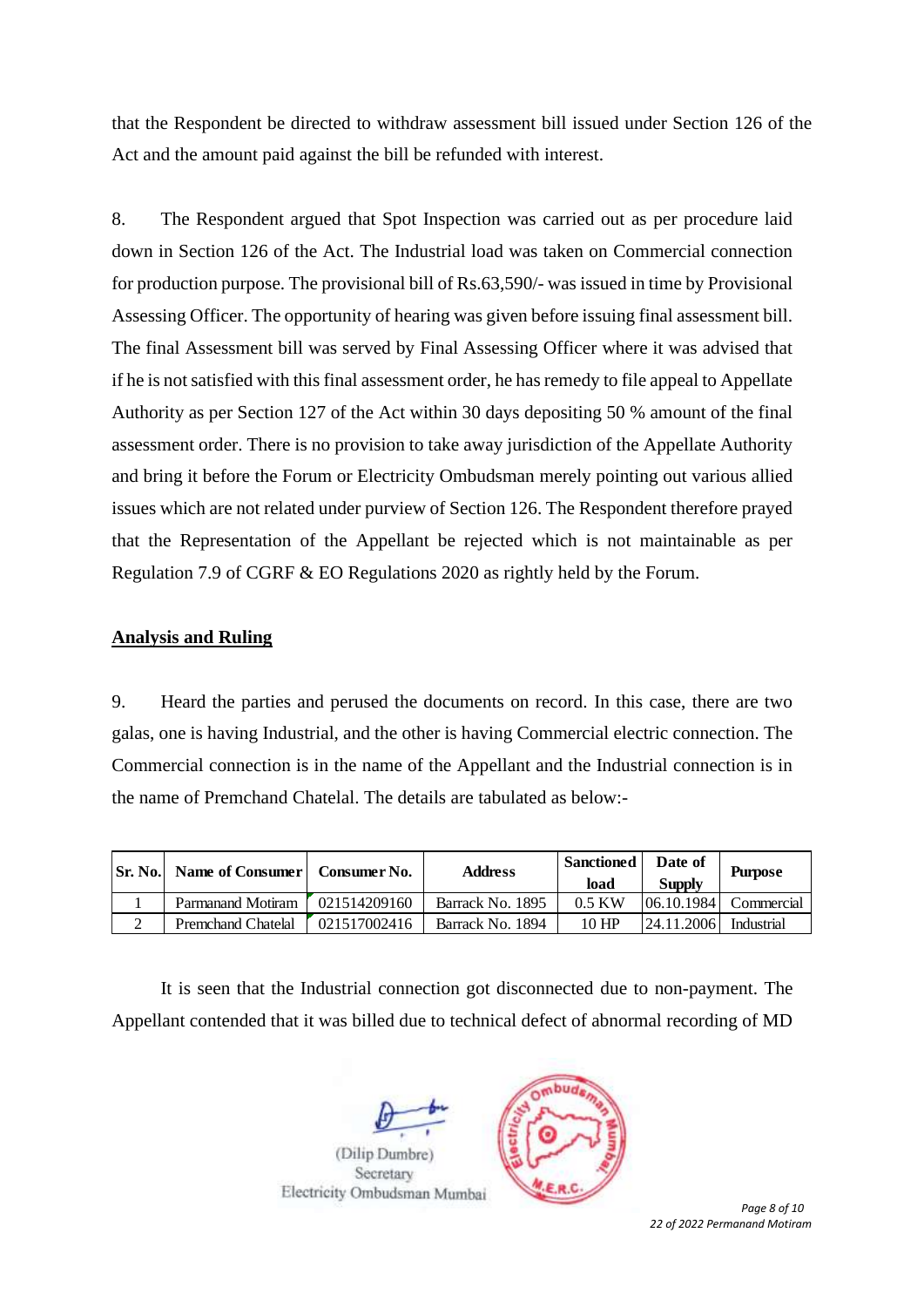that the Respondent be directed to withdraw assessment bill issued under Section 126 of the Act and the amount paid against the bill be refunded with interest.

8. The Respondent argued that Spot Inspection was carried out as per procedure laid down in Section 126 of the Act. The Industrial load was taken on Commercial connection for production purpose. The provisional bill of Rs.63,590/- was issued in time by Provisional Assessing Officer. The opportunity of hearing was given before issuing final assessment bill. The final Assessment bill was served by Final Assessing Officer where it was advised that if he is not satisfied with this final assessment order, he has remedy to file appeal to Appellate Authority as per Section 127 of the Act within 30 days depositing 50 % amount of the final assessment order. There is no provision to take away jurisdiction of the Appellate Authority and bring it before the Forum or Electricity Ombudsman merely pointing out various allied issues which are not related under purview of Section 126. The Respondent therefore prayed that the Representation of the Appellant be rejected which is not maintainable as per Regulation 7.9 of CGRF & EO Regulations 2020 as rightly held by the Forum.

## Analysis and Ruling

9. Heard the parties and perused the documents on record. In this case, there are two galas, one is having Industrial, and the other is having Commercial electric connection. The Commercial connection is in the name of the Appellant and the Industrial connection is in the name of Premchand Chatelal. The details are tabulated as below:-

| Sr. No. | Name of Consumer | Consumer No. | Address | Sanctioned load | Date of Supply | Purpose |
|---|---|---|---|---|---|---|
| 1 | Parmanand Motiram | 021514209160 | Barrack No. 1895 | 0.5 KW | 06.10.1984 | Commercial |
| 2 | Premchand Chatelal | 021517002416 | Barrack No. 1894 | 10 HP | 24.11.2006 | Industrial |

It is seen that the Industrial connection got disconnected due to non-payment. The Appellant contended that it was billed due to technical defect of abnormal recording of MD

(Dilip Dumbre)
Secretary
Electricity Ombudsman Mumbai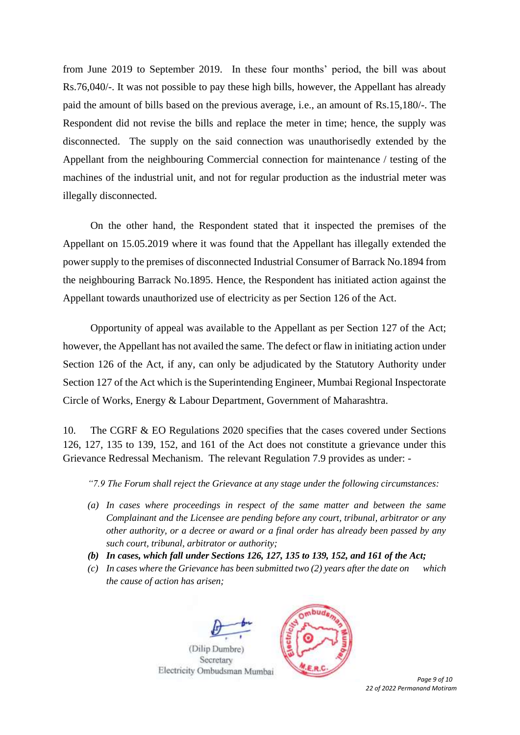from June 2019 to September 2019. In these four months' period, the bill was about Rs.76,040/-. It was not possible to pay these high bills, however, the Appellant has already paid the amount of bills based on the previous average, i.e., an amount of Rs.15,180/-. The Respondent did not revise the bills and replace the meter in time; hence, the supply was disconnected. The supply on the said connection was unauthorisedly extended by the Appellant from the neighbouring Commercial connection for maintenance / testing of the machines of the industrial unit, and not for regular production as the industrial meter was illegally disconnected.

On the other hand, the Respondent stated that it inspected the premises of the Appellant on 15.05.2019 where it was found that the Appellant has illegally extended the power supply to the premises of disconnected Industrial Consumer of Barrack No.1894 from the neighbouring Barrack No.1895. Hence, the Respondent has initiated action against the Appellant towards unauthorized use of electricity as per Section 126 of the Act.

Opportunity of appeal was available to the Appellant as per Section 127 of the Act; however, the Appellant has not availed the same. The defect or flaw in initiating action under Section 126 of the Act, if any, can only be adjudicated by the Statutory Authority under Section 127 of the Act which is the Superintending Engineer, Mumbai Regional Inspectorate Circle of Works, Energy & Labour Department, Government of Maharashtra.

10. The CGRF & EO Regulations 2020 specifies that the cases covered under Sections 126, 127, 135 to 139, 152, and 161 of the Act does not constitute a grievance under this Grievance Redressal Mechanism. The relevant Regulation 7.9 provides as under: -

> *"7.9 The Forum shall reject the Grievance at any stage under the following circumstances:*
>
> *(a) In cases where proceedings in respect of the same matter and between the same Complainant and the Licensee are pending before any court, tribunal, arbitrator or any other authority, or a decree or award or a final order has already been passed by any such court, tribunal, arbitrator or authority;*
>
> ***(b) In cases, which fall under Sections 126, 127, 135 to 139, 152, and 161 of the Act;***
>
> *(c) In cases where the Grievance has been submitted two (2) years after the date on which the cause of action has arisen;*

(Dilip Dumbre)
Secretary
Electricity Ombudsman Mumbai

22 of 2022 Permanand Motiram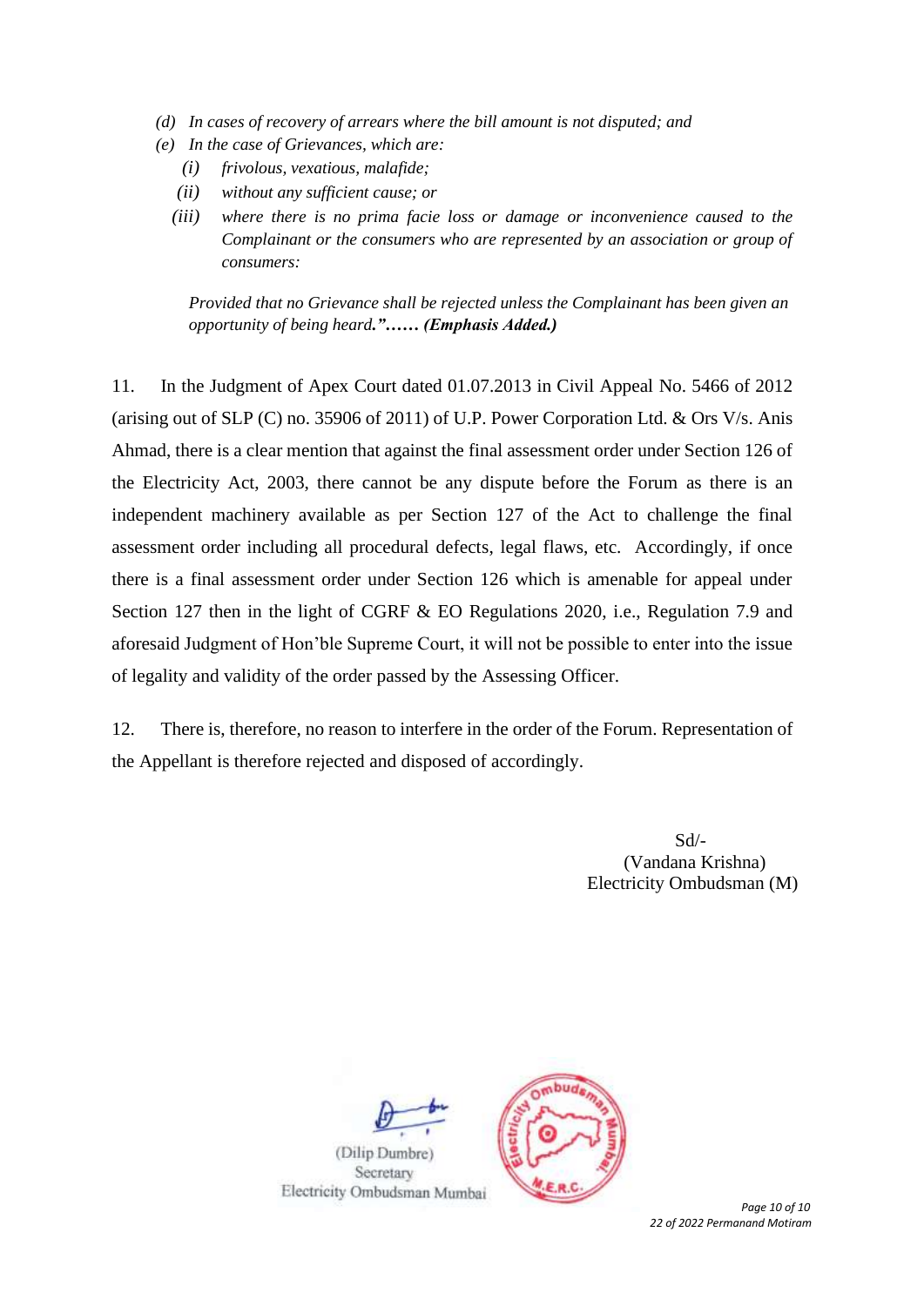- *(d) In cases of recovery of arrears where the bill amount is not disputed; and*
- *(e) In the case of Grievances, which are:*
  - *(i) frivolous, vexatious, malafide;*
  - *(ii) without any sufficient cause; or*
  - *(iii) where there is no prima facie loss or damage or inconvenience caused to the Complainant or the consumers who are represented by an association or group of consumers:*

*Provided that no Grievance shall be rejected unless the Complainant has been given an opportunity of being heard.”……* ***(Emphasis Added.)***

11. In the Judgment of Apex Court dated 01.07.2013 in Civil Appeal No. 5466 of 2012 (arising out of SLP (C) no. 35906 of 2011) of U.P. Power Corporation Ltd. & Ors V/s. Anis Ahmad, there is a clear mention that against the final assessment order under Section 126 of the Electricity Act, 2003, there cannot be any dispute before the Forum as there is an independent machinery available as per Section 127 of the Act to challenge the final assessment order including all procedural defects, legal flaws, etc. Accordingly, if once there is a final assessment order under Section 126 which is amenable for appeal under Section 127 then in the light of CGRF & EO Regulations 2020, i.e., Regulation 7.9 and aforesaid Judgment of Hon’ble Supreme Court, it will not be possible to enter into the issue of legality and validity of the order passed by the Assessing Officer.

12. There is, therefore, no reason to interfere in the order of the Forum. Representation of the Appellant is therefore rejected and disposed of accordingly.

Sd/-
(Vandana Krishna)
Electricity Ombudsman (M)

(Dilip Dumbre)
Secretary
Electricity Ombudsman Mumbai

Electricity Ombudsman Mumbai M.E.R.C.